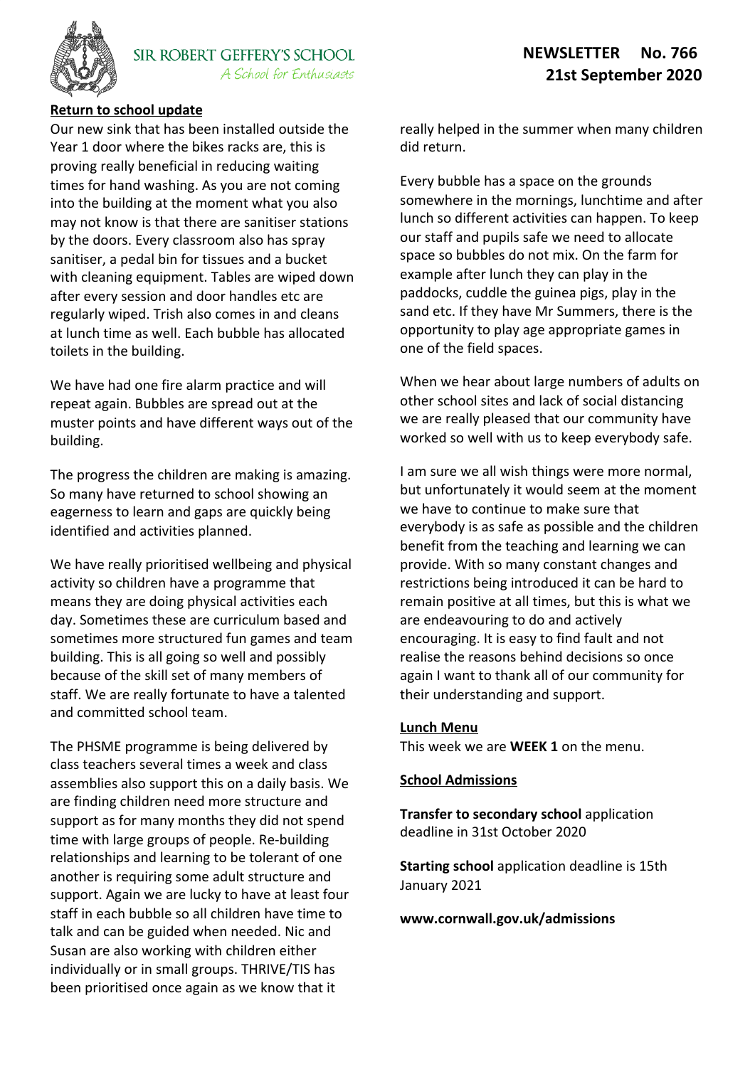# SIR ROBERT GEFFERY'S SCHOOL

*A School for Enthusiasts*

**NEWSLETTER No. 766**
**21st September 2020**

## Return to school update

Our new sink that has been installed outside the Year 1 door where the bikes racks are, this is proving really beneficial in reducing waiting times for hand washing. As you are not coming into the building at the moment what you also may not know is that there are sanitiser stations by the doors. Every classroom also has spray sanitiser, a pedal bin for tissues and a bucket with cleaning equipment. Tables are wiped down after every session and door handles etc are regularly wiped. Trish also comes in and cleans at lunch time as well. Each bubble has allocated toilets in the building.

We have had one fire alarm practice and will repeat again. Bubbles are spread out at the muster points and have different ways out of the building.

The progress the children are making is amazing. So many have returned to school showing an eagerness to learn and gaps are quickly being identified and activities planned.

We have really prioritised wellbeing and physical activity so children have a programme that means they are doing physical activities each day. Sometimes these are curriculum based and sometimes more structured fun games and team building. This is all going so well and possibly because of the skill set of many members of staff. We are really fortunate to have a talented and committed school team.

The PHSME programme is being delivered by class teachers several times a week and class assemblies also support this on a daily basis. We are finding children need more structure and support as for many months they did not spend time with large groups of people. Re-building relationships and learning to be tolerant of one another is requiring some adult structure and support. Again we are lucky to have at least four staff in each bubble so all children have time to talk and can be guided when needed. Nic and Susan are also working with children either individually or in small groups. THRIVE/TIS has been prioritised once again as we know that it really helped in the summer when many children did return.

Every bubble has a space on the grounds somewhere in the mornings, lunchtime and after lunch so different activities can happen. To keep our staff and pupils safe we need to allocate space so bubbles do not mix. On the farm for example after lunch they can play in the paddocks, cuddle the guinea pigs, play in the sand etc. If they have Mr Summers, there is the opportunity to play age appropriate games in one of the field spaces.

When we hear about large numbers of adults on other school sites and lack of social distancing we are really pleased that our community have worked so well with us to keep everybody safe.

I am sure we all wish things were more normal, but unfortunately it would seem at the moment we have to continue to make sure that everybody is as safe as possible and the children benefit from the teaching and learning we can provide. With so many constant changes and restrictions being introduced it can be hard to remain positive at all times, but this is what we are endeavouring to do and actively encouraging. It is easy to find fault and not realise the reasons behind decisions so once again I want to thank all of our community for their understanding and support.

## Lunch Menu

This week we are **WEEK 1** on the menu.

## School Admissions

**Transfer to secondary school** application deadline in 31st October 2020

**Starting school** application deadline is 15th January 2021

**www.cornwall.gov.uk/admissions**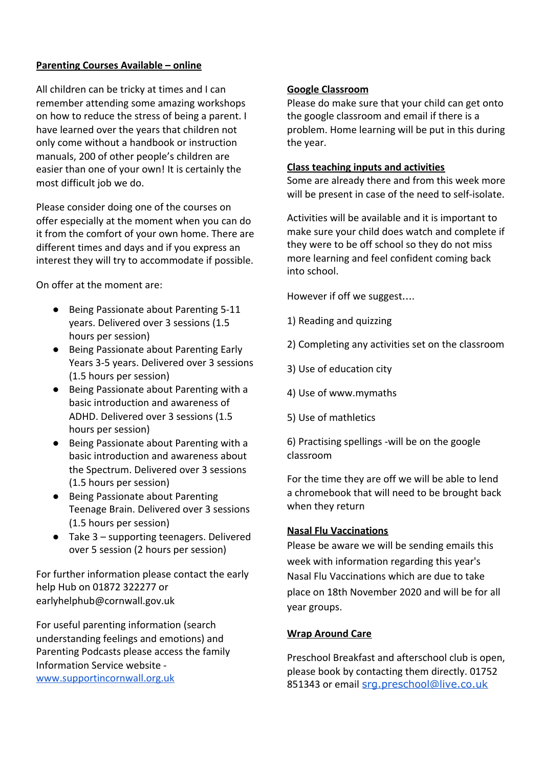**Parenting Courses Available – online**

All children can be tricky at times and I can remember attending some amazing workshops on how to reduce the stress of being a parent. I have learned over the years that children not only come without a handbook or instruction manuals, 200 of other people's children are easier than one of your own! It is certainly the most difficult job we do.

Please consider doing one of the courses on offer especially at the moment when you can do it from the comfort of your own home. There are different times and days and if you express an interest they will try to accommodate if possible.

On offer at the moment are:

- Being Passionate about Parenting 5-11 years. Delivered over 3 sessions (1.5 hours per session)
- Being Passionate about Parenting Early Years 3-5 years. Delivered over 3 sessions (1.5 hours per session)
- Being Passionate about Parenting with a basic introduction and awareness of ADHD. Delivered over 3 sessions (1.5 hours per session)
- Being Passionate about Parenting with a basic introduction and awareness about the Spectrum. Delivered over 3 sessions (1.5 hours per session)
- Being Passionate about Parenting Teenage Brain. Delivered over 3 sessions (1.5 hours per session)
- Take 3 – supporting teenagers. Delivered over 5 session (2 hours per session)

For further information please contact the early help Hub on 01872 322277 or earlyhelphub@cornwall.gov.uk

For useful parenting information (search understanding feelings and emotions) and Parenting Podcasts please access the family Information Service website - [www.supportincornwall.org.uk](www.supportincornwall.org.uk)

**Google Classroom**

Please do make sure that your child can get onto the google classroom and email if there is a problem. Home learning will be put in this during the year.

**Class teaching inputs and activities**

Some are already there and from this week more will be present in case of the need to self-isolate.

Activities will be available and it is important to make sure your child does watch and complete if they were to be off school so they do not miss more learning and feel confident coming back into school.

However if off we suggest….

1) Reading and quizzing

2) Completing any activities set on the classroom

3) Use of education city

4) Use of www.mymaths

5) Use of mathletics

6) Practising spellings -will be on the google classroom

For the time they are off we will be able to lend a chromebook that will need to be brought back when they return

**Nasal Flu Vaccinations**

Please be aware we will be sending emails this week with information regarding this year's Nasal Flu Vaccinations which are due to take place on 18th November 2020 and will be for all year groups.

**Wrap Around Care**

Preschool Breakfast and afterschool club is open, please book by contacting them directly. 01752 851343 or email [srg.preschool@live.co.uk](mailto:srg.preschool@live.co.uk)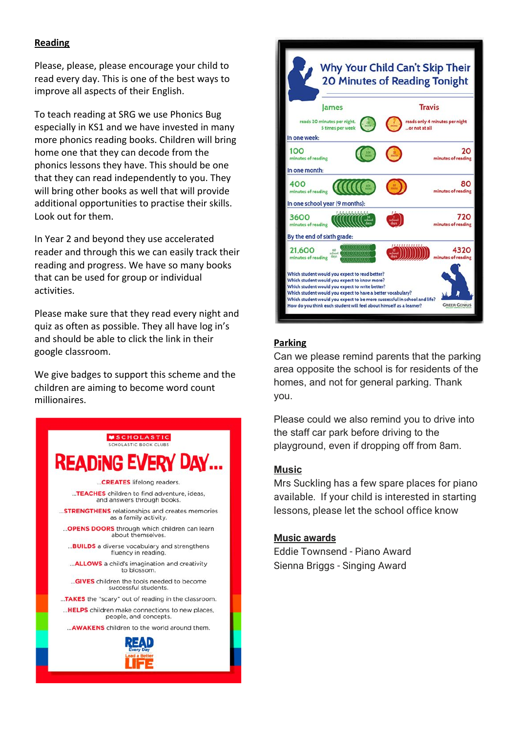## Reading

Please, please, please encourage your child to read every day. This is one of the best ways to improve all aspects of their English.

To teach reading at SRG we use Phonics Bug especially in KS1 and we have invested in many more phonics reading books. Children will bring home one that they can decode from the phonics lessons they have. This should be one that they can read independently to you. They will bring other books as well that will provide additional opportunities to practise their skills. Look out for them.

In Year 2 and beyond they use accelerated reader and through this we can easily track their reading and progress. We have so many books that can be used for group or individual activities.

Please make sure that they read every night and quiz as often as possible. They all have log in's and should be able to click the link in their google classroom.

We give badges to support this scheme and the children are aiming to become word count millionaires.

SCHOLASTIC
SCHOLASTIC BOOK CLUBS

READING EVERY DAY...

...CREATES lifelong readers.

...TEACHES children to find adventure, ideas, and answers through books.

...STRENGTHENS relationships and creates memories as a family activity.

...OPENS DOORS through which children can learn about themselves.

...BUILDS a diverse vocabulary and strengthens fluency in reading.

...ALLOWS a child's imagination and creativity to blossom.

...GIVES children the tools needed to become successful students.

...TAKES the "scary" out of reading in the classroom.

...HELPS children make connections to new places, people, and concepts.

...AWAKENS children to the world around them.

READ Every Day
Lead a Better LIFE

Why Your Child Can't Skip Their 20 Minutes of Reading Tonight

James
reads 20 minutes per night, 5 times per week

Travis
reads only 4 minutes per night ...or not at all

In one week:
100 minutes of reading
20 minutes of reading

In one month:
400 minutes of reading
80 minutes of reading

In one school year (9 months):
3600 minutes of reading
720 minutes of reading

By the end of sixth grade:
21,600 minutes of reading
4320 minutes of reading

Which student would you expect to read better?
Which student would you expect to know more?
Which student would you expect to write better?
Which student would you expect to have a better vocabulary?
Which student would you expect to be more successful in school and life?
How do you think each student will feel about himself as a learner?

GREER GENIUS

## Parking

Can we please remind parents that the parking area opposite the school is for residents of the homes, and not for general parking. Thank you.

Please could we also remind you to drive into the staff car park before driving to the playground, even if dropping off from 8am.

## Music

Mrs Suckling has a few spare places for piano available. If your child is interested in starting lessons, please let the school office know

## Music awards

Eddie Townsend - Piano Award

Sienna Briggs - Singing Award